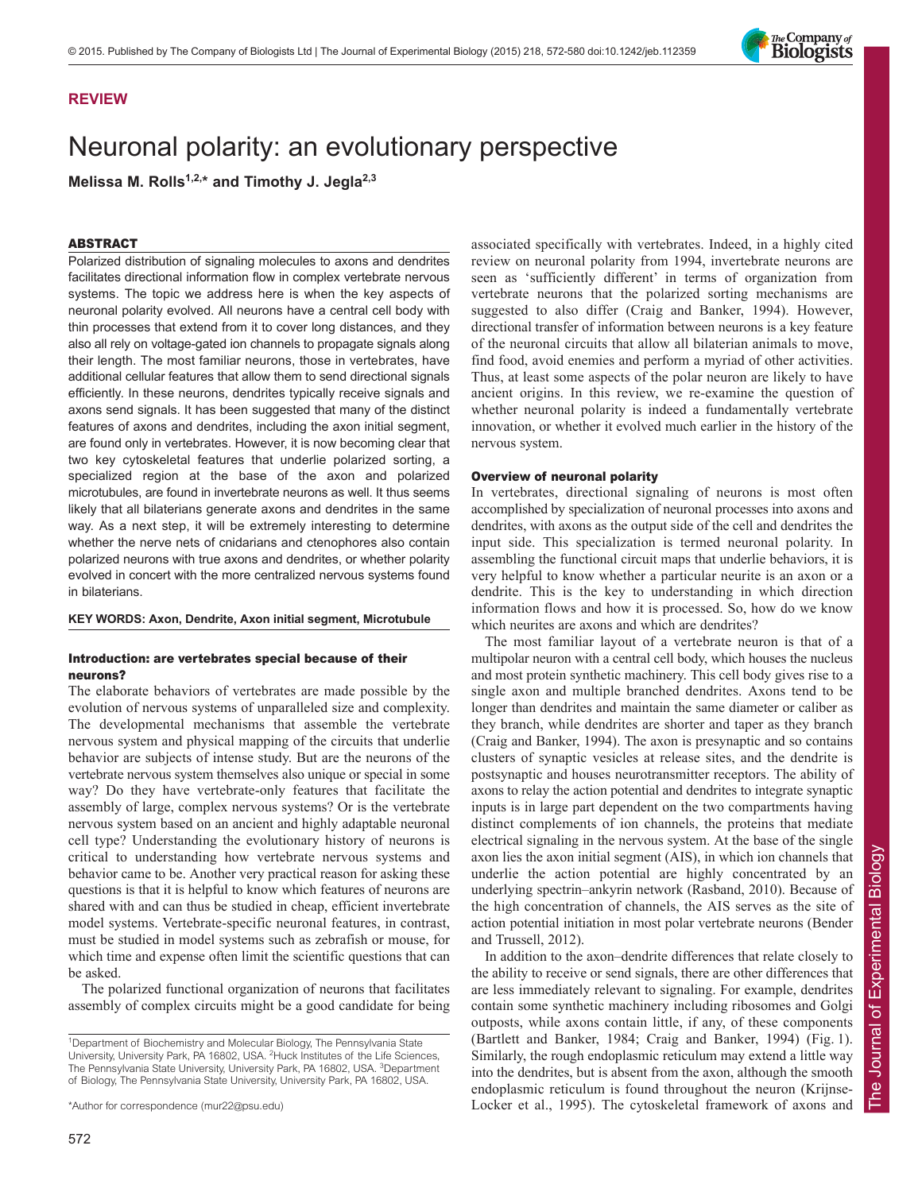REVIEW

# Neuronal polarity: an evolutionary perspective

**Melissa M. Rolls[1,2,*] and Timothy J. Jegla[2,3]**

## ABSTRACT

Polarized distribution of signaling molecules to axons and dendrites facilitates directional information flow in complex vertebrate nervous systems. The topic we address here is when the key aspects of neuronal polarity evolved. All neurons have a central cell body with thin processes that extend from it to cover long distances, and they also all rely on voltage-gated ion channels to propagate signals along their length. The most familiar neurons, those in vertebrates, have additional cellular features that allow them to send directional signals efficiently. In these neurons, dendrites typically receive signals and axons send signals. It has been suggested that many of the distinct features of axons and dendrites, including the axon initial segment, are found only in vertebrates. However, it is now becoming clear that two key cytoskeletal features that underlie polarized sorting, a specialized region at the base of the axon and polarized microtubules, are found in invertebrate neurons as well. It thus seems likely that all bilaterians generate axons and dendrites in the same way. As a next step, it will be extremely interesting to determine whether the nerve nets of cnidarians and ctenophores also contain polarized neurons with true axons and dendrites, or whether polarity evolved in concert with the more centralized nervous systems found in bilaterians.

**KEY WORDS: Axon, Dendrite, Axon initial segment, Microtubule**

## Introduction: are vertebrates special because of their neurons?

The elaborate behaviors of vertebrates are made possible by the evolution of nervous systems of unparalleled size and complexity. The developmental mechanisms that assemble the vertebrate nervous system and physical mapping of the circuits that underlie behavior are subjects of intense study. But are the neurons of the vertebrate nervous system themselves also unique or special in some way? Do they have vertebrate-only features that facilitate the assembly of large, complex nervous systems? Or is the vertebrate nervous system based on an ancient and highly adaptable neuronal cell type? Understanding the evolutionary history of neurons is critical to understanding how vertebrate nervous systems and behavior came to be. Another very practical reason for asking these questions is that it is helpful to know which features of neurons are shared with and can thus be studied in cheap, efficient invertebrate model systems. Vertebrate-specific neuronal features, in contrast, must be studied in model systems such as zebrafish or mouse, for which time and expense often limit the scientific questions that can be asked.

The polarized functional organization of neurons that facilitates assembly of complex circuits might be a good candidate for being associated specifically with vertebrates. Indeed, in a highly cited review on neuronal polarity from 1994, invertebrate neurons are seen as 'sufficiently different' in terms of organization from vertebrate neurons that the polarized sorting mechanisms are suggested to also differ (Craig and Banker, 1994). However, directional transfer of information between neurons is a key feature of the neuronal circuits that allow all bilaterian animals to move, find food, avoid enemies and perform a myriad of other activities. Thus, at least some aspects of the polar neuron are likely to have ancient origins. In this review, we re-examine the question of whether neuronal polarity is indeed a fundamentally vertebrate innovation, or whether it evolved much earlier in the history of the nervous system.

## Overview of neuronal polarity

In vertebrates, directional signaling of neurons is most often accomplished by specialization of neuronal processes into axons and dendrites, with axons as the output side of the cell and dendrites the input side. This specialization is termed neuronal polarity. In assembling the functional circuit maps that underlie behaviors, it is very helpful to know whether a particular neurite is an axon or a dendrite. This is the key to understanding in which direction information flows and how it is processed. So, how do we know which neurites are axons and which are dendrites?

The most familiar layout of a vertebrate neuron is that of a multipolar neuron with a central cell body, which houses the nucleus and most protein synthetic machinery. This cell body gives rise to a single axon and multiple branched dendrites. Axons tend to be longer than dendrites and maintain the same diameter or caliber as they branch, while dendrites are shorter and taper as they branch (Craig and Banker, 1994). The axon is presynaptic and so contains clusters of synaptic vesicles at release sites, and the dendrite is postsynaptic and houses neurotransmitter receptors. The ability of axons to relay the action potential and dendrites to integrate synaptic inputs is in large part dependent on the two compartments having distinct complements of ion channels, the proteins that mediate electrical signaling in the nervous system. At the base of the single axon lies the axon initial segment (AIS), in which ion channels that underlie the action potential are highly concentrated by an underlying spectrin–ankyrin network (Rasband, 2010). Because of the high concentration of channels, the AIS serves as the site of action potential initiation in most polar vertebrate neurons (Bender and Trussell, 2012).

In addition to the axon–dendrite differences that relate closely to the ability to receive or send signals, there are other differences that are less immediately relevant to signaling. For example, dendrites contain some synthetic machinery including ribosomes and Golgi outposts, while axons contain little, if any, of these components (Bartlett and Banker, 1984; Craig and Banker, 1994) (Fig. 1). Similarly, the rough endoplasmic reticulum may extend a little way into the dendrites, but is absent from the axon, although the smooth endoplasmic reticulum is found throughout the neuron (Krijnse-Locker et al., 1995). The cytoskeletal framework of axons and

[1]Department of Biochemistry and Molecular Biology, The Pennsylvania State University, University Park, PA 16802, USA. [2]Huck Institutes of the Life Sciences, The Pennsylvania State University, University Park, PA 16802, USA. [3]Department of Biology, The Pennsylvania State University, University Park, PA 16802, USA.

*Author for correspondence (mur22@psu.edu)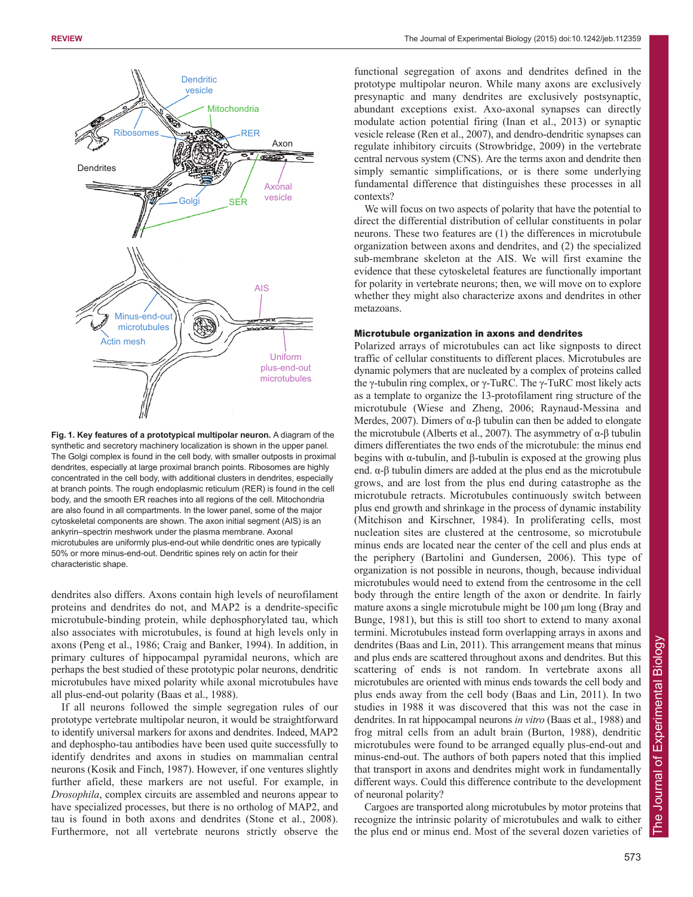**Fig. 1. Key features of a prototypical multipolar neuron.** A diagram of the synthetic and secretory machinery localization is shown in the upper panel. The Golgi complex is found in the cell body, with smaller outposts in proximal dendrites, especially at large proximal branch points. Ribosomes are highly concentrated in the cell body, with additional clusters in dendrites, especially at branch points. The rough endoplasmic reticulum (RER) is found in the cell body, and the smooth ER reaches into all regions of the cell. Mitochondria are also found in all compartments. In the lower panel, some of the major cytoskeletal components are shown. The axon initial segment (AIS) is an ankyrin–spectrin meshwork under the plasma membrane. Axonal microtubules are uniformly plus-end-out while dendritic ones are typically 50% or more minus-end-out. Dendritic spines rely on actin for their characteristic shape.

dendrites also differs. Axons contain high levels of neurofilament proteins and dendrites do not, and MAP2 is a dendrite-specific microtubule-binding protein, while dephosphorylated tau, which also associates with microtubules, is found at high levels only in axons (Peng et al., 1986; Craig and Banker, 1994). In addition, in primary cultures of hippocampal pyramidal neurons, which are perhaps the best studied of these prototypic polar neurons, dendritic microtubules have mixed polarity while axonal microtubules have all plus-end-out polarity (Baas et al., 1988).

If all neurons followed the simple segregation rules of our prototype vertebrate multipolar neuron, it would be straightforward to identify universal markers for axons and dendrites. Indeed, MAP2 and dephospho-tau antibodies have been used quite successfully to identify dendrites and axons in studies on mammalian central neurons (Kosik and Finch, 1987). However, if one ventures slightly further afield, these markers are not useful. For example, in *Drosophila*, complex circuits are assembled and neurons appear to have specialized processes, but there is no ortholog of MAP2, and tau is found in both axons and dendrites (Stone et al., 2008). Furthermore, not all vertebrate neurons strictly observe the functional segregation of axons and dendrites defined in the prototype multipolar neuron. While many axons are exclusively presynaptic and many dendrites are exclusively postsynaptic, abundant exceptions exist. Axo-axonal synapses can directly modulate action potential firing (Inan et al., 2013) or synaptic vesicle release (Ren et al., 2007), and dendro-dendritic synapses can regulate inhibitory circuits (Strowbridge, 2009) in the vertebrate central nervous system (CNS). Are the terms axon and dendrite then simply semantic simplifications, or is there some underlying fundamental difference that distinguishes these processes in all contexts?

We will focus on two aspects of polarity that have the potential to direct the differential distribution of cellular constituents in polar neurons. These two features are (1) the differences in microtubule organization between axons and dendrites, and (2) the specialized sub-membrane skeleton at the AIS. We will first examine the evidence that these cytoskeletal features are functionally important for polarity in vertebrate neurons; then, we will move on to explore whether they might also characterize axons and dendrites in other metazoans.

## Microtubule organization in axons and dendrites

Polarized arrays of microtubules can act like signposts to direct traffic of cellular constituents to different places. Microtubules are dynamic polymers that are nucleated by a complex of proteins called the γ-tubulin ring complex, or γ-TuRC. The γ-TuRC most likely acts as a template to organize the 13-protofilament ring structure of the microtubule (Wiese and Zheng, 2006; Raynaud-Messina and Merdes, 2007). Dimers of α-β tubulin can then be added to elongate the microtubule (Alberts et al., 2007). The asymmetry of α-β tubulin dimers differentiates the two ends of the microtubule: the minus end begins with α-tubulin, and β-tubulin is exposed at the growing plus end. α-β tubulin dimers are added at the plus end as the microtubule grows, and are lost from the plus end during catastrophe as the microtubule retracts. Microtubules continuously switch between plus end growth and shrinkage in the process of dynamic instability (Mitchison and Kirschner, 1984). In proliferating cells, most nucleation sites are clustered at the centrosome, so microtubule minus ends are located near the center of the cell and plus ends at the periphery (Bartolini and Gundersen, 2006). This type of organization is not possible in neurons, though, because individual microtubules would need to extend from the centrosome in the cell body through the entire length of the axon or dendrite. In fairly mature axons a single microtubule might be 100 μm long (Bray and Bunge, 1981), but this is still too short to extend to many axonal termini. Microtubules instead form overlapping arrays in axons and dendrites (Baas and Lin, 2011). This arrangement means that minus and plus ends are scattered throughout axons and dendrites. But this scattering of ends is not random. In vertebrate axons all microtubules are oriented with minus ends towards the cell body and plus ends away from the cell body (Baas and Lin, 2011). In two studies in 1988 it was discovered that this was not the case in dendrites. In rat hippocampal neurons *in vitro* (Baas et al., 1988) and frog mitral cells from an adult brain (Burton, 1988), dendritic microtubules were found to be arranged equally plus-end-out and minus-end-out. The authors of both papers noted that this implied that transport in axons and dendrites might work in fundamentally different ways. Could this difference contribute to the development of neuronal polarity?

Cargoes are transported along microtubules by motor proteins that recognize the intrinsic polarity of microtubules and walk to either the plus end or minus end. Most of the several dozen varieties of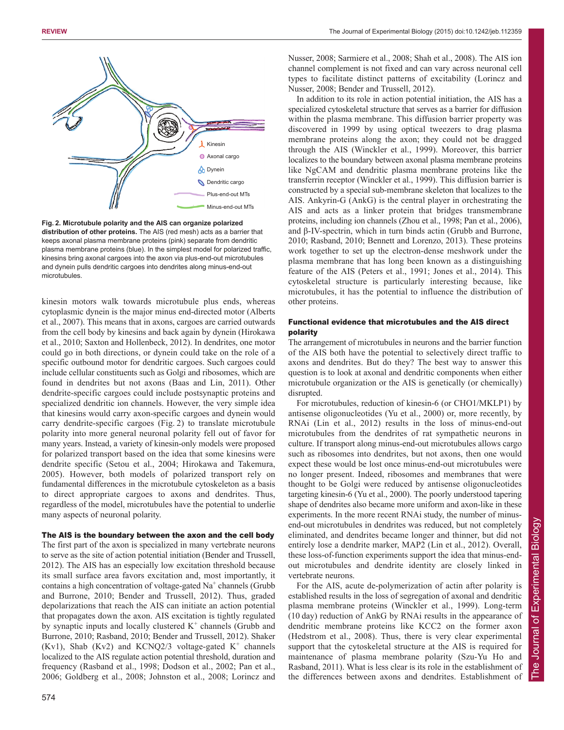**Fig. 2. Microtubule polarity and the AIS can organize polarized distribution of other proteins.** The AIS (red mesh) acts as a barrier that keeps axonal plasma membrane proteins (pink) separate from dendritic plasma membrane proteins (blue). In the simplest model for polarized traffic, kinesins bring axonal cargoes into the axon via plus-end-out microtubules and dynein pulls dendritic cargoes into dendrites along minus-end-out microtubules.

kinesin motors walk towards microtubule plus ends, whereas cytoplasmic dynein is the major minus end-directed motor (Alberts et al., 2007). This means that in axons, cargoes are carried outwards from the cell body by kinesins and back again by dynein (Hirokawa et al., 2010; Saxton and Hollenbeck, 2012). In dendrites, one motor could go in both directions, or dynein could take on the role of a specific outbound motor for dendritic cargoes. Such cargoes could include cellular constituents such as Golgi and ribosomes, which are found in dendrites but not axons (Baas and Lin, 2011). Other dendrite-specific cargoes could include postsynaptic proteins and specialized dendritic ion channels. However, the very simple idea that kinesins would carry axon-specific cargoes and dynein would carry dendrite-specific cargoes (Fig. 2) to translate microtubule polarity into more general neuronal polarity fell out of favor for many years. Instead, a variety of kinesin-only models were proposed for polarized transport based on the idea that some kinesins were dendrite specific (Setou et al., 2004; Hirokawa and Takemura, 2005). However, both models of polarized transport rely on fundamental differences in the microtubule cytoskeleton as a basis to direct appropriate cargoes to axons and dendrites. Thus, regardless of the model, microtubules have the potential to underlie many aspects of neuronal polarity.

## The AIS is the boundary between the axon and the cell body

The first part of the axon is specialized in many vertebrate neurons to serve as the site of action potential initiation (Bender and Trussell, 2012). The AIS has an especially low excitation threshold because its small surface area favors excitation and, most importantly, it contains a high concentration of voltage-gated $Na^+$ channels (Grubb and Burrone, 2010; Bender and Trussell, 2012). Thus, graded depolarizations that reach the AIS can initiate an action potential that propagates down the axon. AIS excitation is tightly regulated by synaptic inputs and locally clustered $K^+$ channels (Grubb and Burrone, 2010; Rasband, 2010; Bender and Trussell, 2012). Shaker (Kv1), Shab (Kv2) and KCNQ2/3 voltage-gated $K^+$ channels localized to the AIS regulate action potential threshold, duration and frequency (Rasband et al., 1998; Dodson et al., 2002; Pan et al., 2006; Goldberg et al., 2008; Johnston et al., 2008; Lorincz and Nusser, 2008; Sarmiere et al., 2008; Shah et al., 2008). The AIS ion channel complement is not fixed and can vary across neuronal cell types to facilitate distinct patterns of excitability (Lorincz and Nusser, 2008; Bender and Trussell, 2012).

In addition to its role in action potential initiation, the AIS has a specialized cytoskeletal structure that serves as a barrier for diffusion within the plasma membrane. This diffusion barrier property was discovered in 1999 by using optical tweezers to drag plasma membrane proteins along the axon; they could not be dragged through the AIS (Winckler et al., 1999). Moreover, this barrier localizes to the boundary between axonal plasma membrane proteins like NgCAM and dendritic plasma membrane proteins like the transferrin receptor (Winckler et al., 1999). This diffusion barrier is constructed by a special sub-membrane skeleton that localizes to the AIS. Ankyrin-G (AnkG) is the central player in orchestrating the AIS and acts as a linker protein that bridges transmembrane proteins, including ion channels (Zhou et al., 1998; Pan et al., 2006), and β-IV-spectrin, which in turn binds actin (Grubb and Burrone, 2010; Rasband, 2010; Bennett and Lorenzo, 2013). These proteins work together to set up the electron-dense meshwork under the plasma membrane that has long been known as a distinguishing feature of the AIS (Peters et al., 1991; Jones et al., 2014). This cytoskeletal structure is particularly interesting because, like microtubules, it has the potential to influence the distribution of other proteins.

## Functional evidence that microtubules and the AIS direct polarity

The arrangement of microtubules in neurons and the barrier function of the AIS both have the potential to selectively direct traffic to axons and dendrites. But do they? The best way to answer this question is to look at axonal and dendritic components when either microtubule organization or the AIS is genetically (or chemically) disrupted.

For microtubules, reduction of kinesin-6 (or CHO1/MKLP1) by antisense oligonucleotides (Yu et al., 2000) or, more recently, by RNAi (Lin et al., 2012) results in the loss of minus-end-out microtubules from the dendrites of rat sympathetic neurons in culture. If transport along minus-end-out microtubules allows cargo such as ribosomes into dendrites, but not axons, then one would expect these would be lost once minus-end-out microtubules were no longer present. Indeed, ribosomes and membranes that were thought to be Golgi were reduced by antisense oligonucleotides targeting kinesin-6 (Yu et al., 2000). The poorly understood tapering shape of dendrites also became more uniform and axon-like in these experiments. In the more recent RNAi study, the number of minus-end-out microtubules in dendrites was reduced, but not completely eliminated, and dendrites became longer and thinner, but did not entirely lose a dendrite marker, MAP2 (Lin et al., 2012). Overall, these loss-of-function experiments support the idea that minus-end-out microtubules and dendrite identity are closely linked in vertebrate neurons.

For the AIS, acute de-polymerization of actin after polarity is established results in the loss of segregation of axonal and dendritic plasma membrane proteins (Winckler et al., 1999). Long-term (10 day) reduction of AnkG by RNAi results in the appearance of dendritic membrane proteins like KCC2 on the former axon (Hedstrom et al., 2008). Thus, there is very clear experimental support that the cytoskeletal structure at the AIS is required for maintenance of plasma membrane polarity (Szu-Yu Ho and Rasband, 2011). What is less clear is its role in the establishment of the differences between axons and dendrites. Establishment of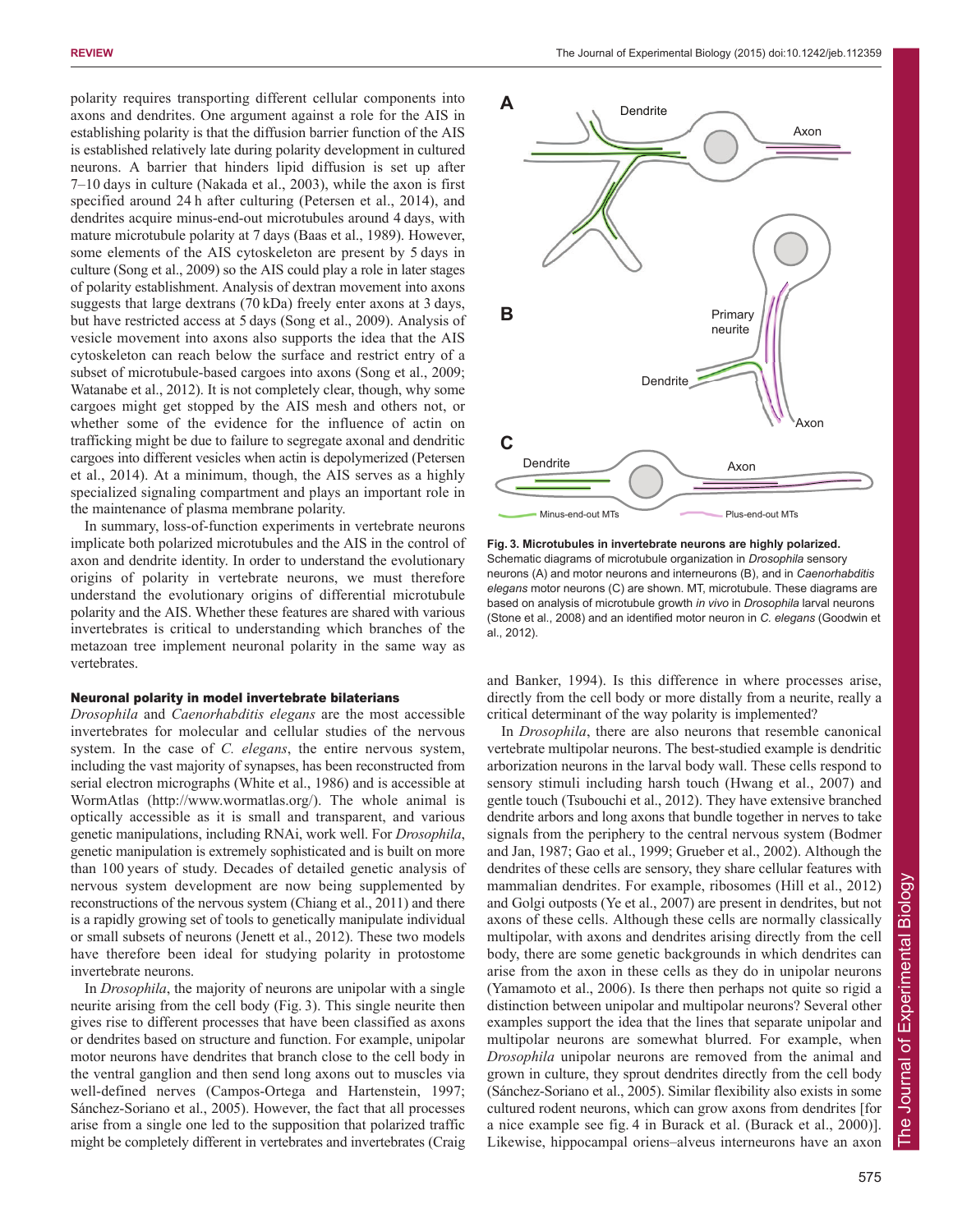polarity requires transporting different cellular components into axons and dendrites. One argument against a role for the AIS in establishing polarity is that the diffusion barrier function of the AIS is established relatively late during polarity development in cultured neurons. A barrier that hinders lipid diffusion is set up after 7–10 days in culture (Nakada et al., 2003), while the axon is first specified around 24 h after culturing (Petersen et al., 2014), and dendrites acquire minus-end-out microtubules around 4 days, with mature microtubule polarity at 7 days (Baas et al., 1989). However, some elements of the AIS cytoskeleton are present by 5 days in culture (Song et al., 2009) so the AIS could play a role in later stages of polarity establishment. Analysis of dextran movement into axons suggests that large dextrans (70 kDa) freely enter axons at 3 days, but have restricted access at 5 days (Song et al., 2009). Analysis of vesicle movement into axons also supports the idea that the AIS cytoskeleton can reach below the surface and restrict entry of a subset of microtubule-based cargoes into axons (Song et al., 2009; Watanabe et al., 2012). It is not completely clear, though, why some cargoes might get stopped by the AIS mesh and others not, or whether some of the evidence for the influence of actin on trafficking might be due to failure to segregate axonal and dendritic cargoes into different vesicles when actin is depolymerized (Petersen et al., 2014). At a minimum, though, the AIS serves as a highly specialized signaling compartment and plays an important role in the maintenance of plasma membrane polarity.

In summary, loss-of-function experiments in vertebrate neurons implicate both polarized microtubules and the AIS in the control of axon and dendrite identity. In order to understand the evolutionary origins of polarity in vertebrate neurons, we must therefore understand the evolutionary origins of differential microtubule polarity and the AIS. Whether these features are shared with various invertebrates is critical to understanding which branches of the metazoan tree implement neuronal polarity in the same way as vertebrates.

## Neuronal polarity in model invertebrate bilaterians

*Drosophila* and *Caenorhabditis elegans* are the most accessible invertebrates for molecular and cellular studies of the nervous system. In the case of *C. elegans*, the entire nervous system, including the vast majority of synapses, has been reconstructed from serial electron micrographs (White et al., 1986) and is accessible at WormAtlas (http://www.wormatlas.org/). The whole animal is optically accessible as it is small and transparent, and various genetic manipulations, including RNAi, work well. For *Drosophila*, genetic manipulation is extremely sophisticated and is built on more than 100 years of study. Decades of detailed genetic analysis of nervous system development are now being supplemented by reconstructions of the nervous system (Chiang et al., 2011) and there is a rapidly growing set of tools to genetically manipulate individual or small subsets of neurons (Jenett et al., 2012). These two models have therefore been ideal for studying polarity in protostome invertebrate neurons.

In *Drosophila*, the majority of neurons are unipolar with a single neurite arising from the cell body (Fig. 3). This single neurite then gives rise to different processes that have been classified as axons or dendrites based on structure and function. For example, unipolar motor neurons have dendrites that branch close to the cell body in the ventral ganglion and then send long axons out to muscles via well-defined nerves (Campos-Ortega and Hartenstein, 1997; Sánchez-Soriano et al., 2005). However, the fact that all processes arise from a single one led to the supposition that polarized traffic might be completely different in vertebrates and invertebrates (Craig and Banker, 1994). Is this difference in where processes arise, directly from the cell body or more distally from a neurite, really a critical determinant of the way polarity is implemented?

**Fig. 3. Microtubules in invertebrate neurons are highly polarized.** Schematic diagrams of microtubule organization in *Drosophila* sensory neurons (A) and motor neurons and interneurons (B), and in *Caenorhabditis elegans* motor neurons (C) are shown. MT, microtubule. These diagrams are based on analysis of microtubule growth *in vivo* in *Drosophila* larval neurons (Stone et al., 2008) and an identified motor neuron in *C. elegans* (Goodwin et al., 2012).

In *Drosophila*, there are also neurons that resemble canonical vertebrate multipolar neurons. The best-studied example is dendritic arborization neurons in the larval body wall. These cells respond to sensory stimuli including harsh touch (Hwang et al., 2007) and gentle touch (Tsubouchi et al., 2012). They have extensive branched dendrite arbors and long axons that bundle together in nerves to take signals from the periphery to the central nervous system (Bodmer and Jan, 1987; Gao et al., 1999; Grueber et al., 2002). Although the dendrites of these cells are sensory, they share cellular features with mammalian dendrites. For example, ribosomes (Hill et al., 2012) and Golgi outposts (Ye et al., 2007) are present in dendrites, but not axons of these cells. Although these cells are normally classically multipolar, with axons and dendrites arising directly from the cell body, there are some genetic backgrounds in which dendrites can arise from the axon in these cells as they do in unipolar neurons (Yamamoto et al., 2006). Is there then perhaps not quite so rigid a distinction between unipolar and multipolar neurons? Several other examples support the idea that the lines that separate unipolar and multipolar neurons are somewhat blurred. For example, when *Drosophila* unipolar neurons are removed from the animal and grown in culture, they sprout dendrites directly from the cell body (Sánchez-Soriano et al., 2005). Similar flexibility also exists in some cultured rodent neurons, which can grow axons from dendrites [for a nice example see fig. 4 in Burack et al. (Burack et al., 2000)]. Likewise, hippocampal oriens–alveus interneurons have an axon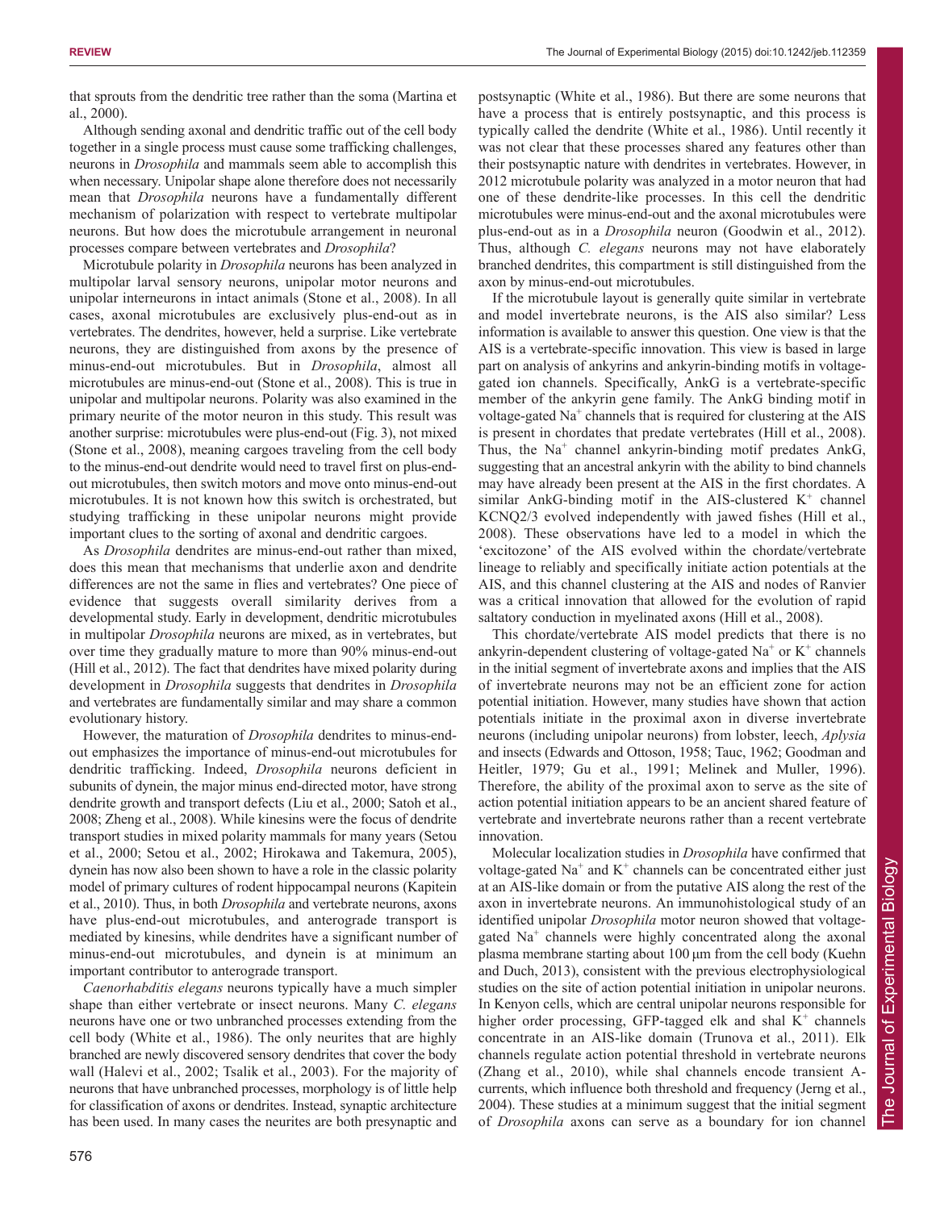that sprouts from the dendritic tree rather than the soma (Martina et al., 2000).

Although sending axonal and dendritic traffic out of the cell body together in a single process must cause some trafficking challenges, neurons in *Drosophila* and mammals seem able to accomplish this when necessary. Unipolar shape alone therefore does not necessarily mean that *Drosophila* neurons have a fundamentally different mechanism of polarization with respect to vertebrate multipolar neurons. But how does the microtubule arrangement in neuronal processes compare between vertebrates and *Drosophila*?

Microtubule polarity in *Drosophila* neurons has been analyzed in multipolar larval sensory neurons, unipolar motor neurons and unipolar interneurons in intact animals (Stone et al., 2008). In all cases, axonal microtubules are exclusively plus-end-out as in vertebrates. The dendrites, however, held a surprise. Like vertebrate neurons, they are distinguished from axons by the presence of minus-end-out microtubules. But in *Drosophila*, almost all microtubules are minus-end-out (Stone et al., 2008). This is true in unipolar and multipolar neurons. Polarity was also examined in the primary neurite of the motor neuron in this study. This result was another surprise: microtubules were plus-end-out (Fig. 3), not mixed (Stone et al., 2008), meaning cargoes traveling from the cell body to the minus-end-out dendrite would need to travel first on plus-end-out microtubules, then switch motors and move onto minus-end-out microtubules. It is not known how this switch is orchestrated, but studying trafficking in these unipolar neurons might provide important clues to the sorting of axonal and dendritic cargoes.

As *Drosophila* dendrites are minus-end-out rather than mixed, does this mean that mechanisms that underlie axon and dendrite differences are not the same in flies and vertebrates? One piece of evidence that suggests overall similarity derives from a developmental study. Early in development, dendritic microtubules in multipolar *Drosophila* neurons are mixed, as in vertebrates, but over time they gradually mature to more than 90% minus-end-out (Hill et al., 2012). The fact that dendrites have mixed polarity during development in *Drosophila* suggests that dendrites in *Drosophila* and vertebrates are fundamentally similar and may share a common evolutionary history.

However, the maturation of *Drosophila* dendrites to minus-end-out emphasizes the importance of minus-end-out microtubules for dendritic trafficking. Indeed, *Drosophila* neurons deficient in subunits of dynein, the major minus end-directed motor, have strong dendrite growth and transport defects (Liu et al., 2000; Satoh et al., 2008; Zheng et al., 2008). While kinesins were the focus of dendrite transport studies in mixed polarity mammals for many years (Setou et al., 2000; Setou et al., 2002; Hirokawa and Takemura, 2005), dynein has now also been shown to have a role in the classic polarity model of primary cultures of rodent hippocampal neurons (Kapitein et al., 2010). Thus, in both *Drosophila* and vertebrate neurons, axons have plus-end-out microtubules, and anterograde transport is mediated by kinesins, while dendrites have a significant number of minus-end-out microtubules, and dynein is at minimum an important contributor to anterograde transport.

*Caenorhabditis elegans* neurons typically have a much simpler shape than either vertebrate or insect neurons. Many *C. elegans* neurons have one or two unbranched processes extending from the cell body (White et al., 1986). The only neurites that are highly branched are newly discovered sensory dendrites that cover the body wall (Halevi et al., 2002; Tsalik et al., 2003). For the majority of neurons that have unbranched processes, morphology is of little help for classification of axons or dendrites. Instead, synaptic architecture has been used. In many cases the neurites are both presynaptic and postsynaptic (White et al., 1986). But there are some neurons that have a process that is entirely postsynaptic, and this process is typically called the dendrite (White et al., 1986). Until recently it was not clear that these processes shared any features other than their postsynaptic nature with dendrites in vertebrates. However, in 2012 microtubule polarity was analyzed in a motor neuron that had one of these dendrite-like processes. In this cell the dendritic microtubules were minus-end-out and the axonal microtubules were plus-end-out as in a *Drosophila* neuron (Goodwin et al., 2012). Thus, although *C. elegans* neurons may not have elaborately branched dendrites, this compartment is still distinguished from the axon by minus-end-out microtubules.

If the microtubule layout is generally quite similar in vertebrate and model invertebrate neurons, is the AIS also similar? Less information is available to answer this question. One view is that the AIS is a vertebrate-specific innovation. This view is based in large part on analysis of ankyrins and ankyrin-binding motifs in voltage-gated ion channels. Specifically, AnkG is a vertebrate-specific member of the ankyrin gene family. The AnkG binding motif in voltage-gated $Na^+$ channels that is required for clustering at the AIS is present in chordates that predate vertebrates (Hill et al., 2008). Thus, the $Na^+$ channel ankyrin-binding motif predates AnkG, suggesting that an ancestral ankyrin with the ability to bind channels may have already been present at the AIS in the first chordates. A similar AnkG-binding motif in the AIS-clustered $K^+$ channel KCNQ2/3 evolved independently with jawed fishes (Hill et al., 2008). These observations have led to a model in which the 'excitozone' of the AIS evolved within the chordate/vertebrate lineage to reliably and specifically initiate action potentials at the AIS, and this channel clustering at the AIS and nodes of Ranvier was a critical innovation that allowed for the evolution of rapid saltatory conduction in myelinated axons (Hill et al., 2008).

This chordate/vertebrate AIS model predicts that there is no ankyrin-dependent clustering of voltage-gated $Na^+$ or $K^+$ channels in the initial segment of invertebrate axons and implies that the AIS of invertebrate neurons may not be an efficient zone for action potential initiation. However, many studies have shown that action potentials initiate in the proximal axon in diverse invertebrate neurons (including unipolar neurons) from lobster, leech, *Aplysia* and insects (Edwards and Ottoson, 1958; Tauc, 1962; Goodman and Heitler, 1979; Gu et al., 1991; Melinek and Muller, 1996). Therefore, the ability of the proximal axon to serve as the site of action potential initiation appears to be an ancient shared feature of vertebrate and invertebrate neurons rather than a recent vertebrate innovation.

Molecular localization studies in *Drosophila* have confirmed that voltage-gated $Na^+$ and $K^+$ channels can be concentrated either just at an AIS-like domain or from the putative AIS along the rest of the axon in invertebrate neurons. An immunohistological study of an identified unipolar *Drosophila* motor neuron showed that voltage-gated $Na^+$ channels were highly concentrated along the axonal plasma membrane starting about 100 μm from the cell body (Kuehn and Duch, 2013), consistent with the previous electrophysiological studies on the site of action potential initiation in unipolar neurons. In Kenyon cells, which are central unipolar neurons responsible for higher order processing, GFP-tagged elk and shal $K^+$ channels concentrate in an AIS-like domain (Trunova et al., 2011). Elk channels regulate action potential threshold in vertebrate neurons (Zhang et al., 2010), while shal channels encode transient A-currents, which influence both threshold and frequency (Jerng et al., 2004). These studies at a minimum suggest that the initial segment of *Drosophila* axons can serve as a boundary for ion channel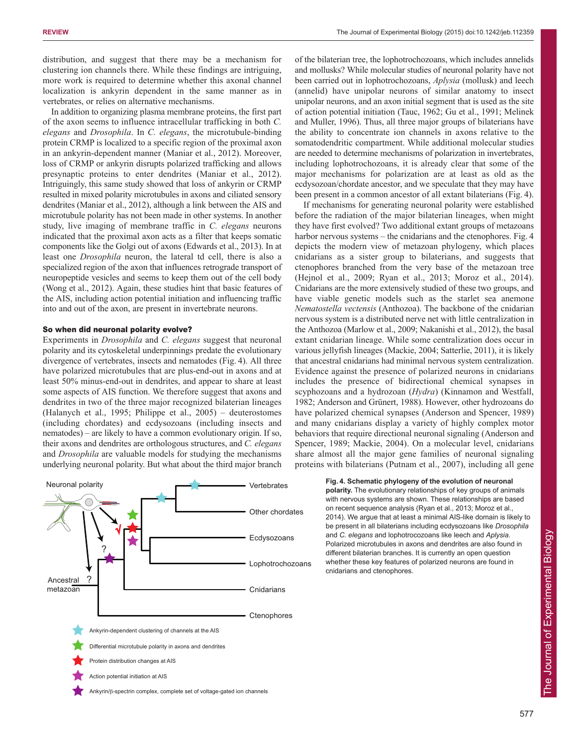distribution, and suggest that there may be a mechanism for clustering ion channels there. While these findings are intriguing, more work is required to determine whether this axonal channel localization is ankyrin dependent in the same manner as in vertebrates, or relies on alternative mechanisms.

In addition to organizing plasma membrane proteins, the first part of the axon seems to influence intracellular trafficking in both *C. elegans* and *Drosophila*. In *C. elegans*, the microtubule-binding protein CRMP is localized to a specific region of the proximal axon in an ankyrin-dependent manner (Maniar et al., 2012). Moreover, loss of CRMP or ankyrin disrupts polarized trafficking and allows presynaptic proteins to enter dendrites (Maniar et al., 2012). Intriguingly, this same study showed that loss of ankyrin or CRMP resulted in mixed polarity microtubules in axons and ciliated sensory dendrites (Maniar et al., 2012), although a link between the AIS and microtubule polarity has not been made in other systems. In another study, live imaging of membrane traffic in *C. elegans* neurons indicated that the proximal axon acts as a filter that keeps somatic components like the Golgi out of axons (Edwards et al., 2013). In at least one *Drosophila* neuron, the lateral td cell, there is also a specialized region of the axon that influences retrograde transport of neuropeptide vesicles and seems to keep them out of the cell body (Wong et al., 2012). Again, these studies hint that basic features of the AIS, including action potential initiation and influencing traffic into and out of the axon, are present in invertebrate neurons.

## So when did neuronal polarity evolve?

Experiments in *Drosophila* and *C. elegans* suggest that neuronal polarity and its cytoskeletal underpinnings predate the evolutionary divergence of vertebrates, insects and nematodes (Fig. 4). All three have polarized microtubules that are plus-end-out in axons and at least 50% minus-end-out in dendrites, and appear to share at least some aspects of AIS function. We therefore suggest that axons and dendrites in two of the three major recognized bilaterian lineages (Halanych et al., 1995; Philippe et al., 2005) – deuterostomes (including chordates) and ecdysozoans (including insects and nematodes) – are likely to have a common evolutionary origin. If so, their axons and dendrites are orthologous structures, and *C. elegans* and *Drosophila* are valuable models for studying the mechanisms underlying neuronal polarity. But what about the third major branch of the bilaterian tree, the lophotrochozoans, which includes annelids and mollusks? While molecular studies of neuronal polarity have not been carried out in lophotrochozoans, *Aplysia* (mollusk) and leech (annelid) have unipolar neurons of similar anatomy to insect unipolar neurons, and an axon initial segment that is used as the site of action potential initiation (Tauc, 1962; Gu et al., 1991; Melinek and Muller, 1996). Thus, all three major groups of bilaterians have the ability to concentrate ion channels in axons relative to the somatodendritic compartment. While additional molecular studies are needed to determine mechanisms of polarization in invertebrates, including lophotrochozoans, it is already clear that some of the major mechanisms for polarization are at least as old as the ecdysozoan/chordate ancestor, and we speculate that they may have been present in a common ancestor of all extant bilaterians (Fig. 4).

If mechanisms for generating neuronal polarity were established before the radiation of the major bilaterian lineages, when might they have first evolved? Two additional extant groups of metazoans harbor nervous systems – the cnidarians and the ctenophores. Fig. 4 depicts the modern view of metazoan phylogeny, which places cnidarians as a sister group to bilaterians, and suggests that ctenophores branched from the very base of the metazoan tree (Hejnol et al., 2009; Ryan et al., 2013; Moroz et al., 2014). Cnidarians are the more extensively studied of these two groups, and have viable genetic models such as the starlet sea anemone *Nematostella vectensis* (Anthozoa). The backbone of the cnidarian nervous system is a distributed nerve net with little centralization in the Anthozoa (Marlow et al., 2009; Nakanishi et al., 2012), the basal extant cnidarian lineage. While some centralization does occur in various jellyfish lineages (Mackie, 2004; Satterlie, 2011), it is likely that ancestral cnidarians had minimal nervous system centralization. Evidence against the presence of polarized neurons in cnidarians includes the presence of bidirectional chemical synapses in scyphozoans and a hydrozoan (*Hydra*) (Kinnamon and Westfall, 1982; Anderson and Grünert, 1988). However, other hydrozoans do have polarized chemical synapses (Anderson and Spencer, 1989) and many cnidarians display a variety of highly complex motor behaviors that require directional neuronal signaling (Anderson and Spencer, 1989; Mackie, 2004). On a molecular level, cnidarians share almost all the major gene families of neuronal signaling proteins with bilaterians (Putnam et al., 2007), including all gene

**Fig. 4. Schematic phylogeny of the evolution of neuronal polarity.** The evolutionary relationships of key groups of animals with nervous systems are shown. These relationships are based on recent sequence analysis (Ryan et al., 2013; Moroz et al., 2014). We argue that at least a minimal AIS-like domain is likely to be present in all bilaterians including ecdysozoans like *Drosophila* and *C. elegans* and lophotrocozoans like leech and *Aplysia*. Polarized microtubules in axons and dendrites are also found in different bilaterian branches. It is currently an open question whether these key features of polarized neurons are found in cnidarians and ctenophores.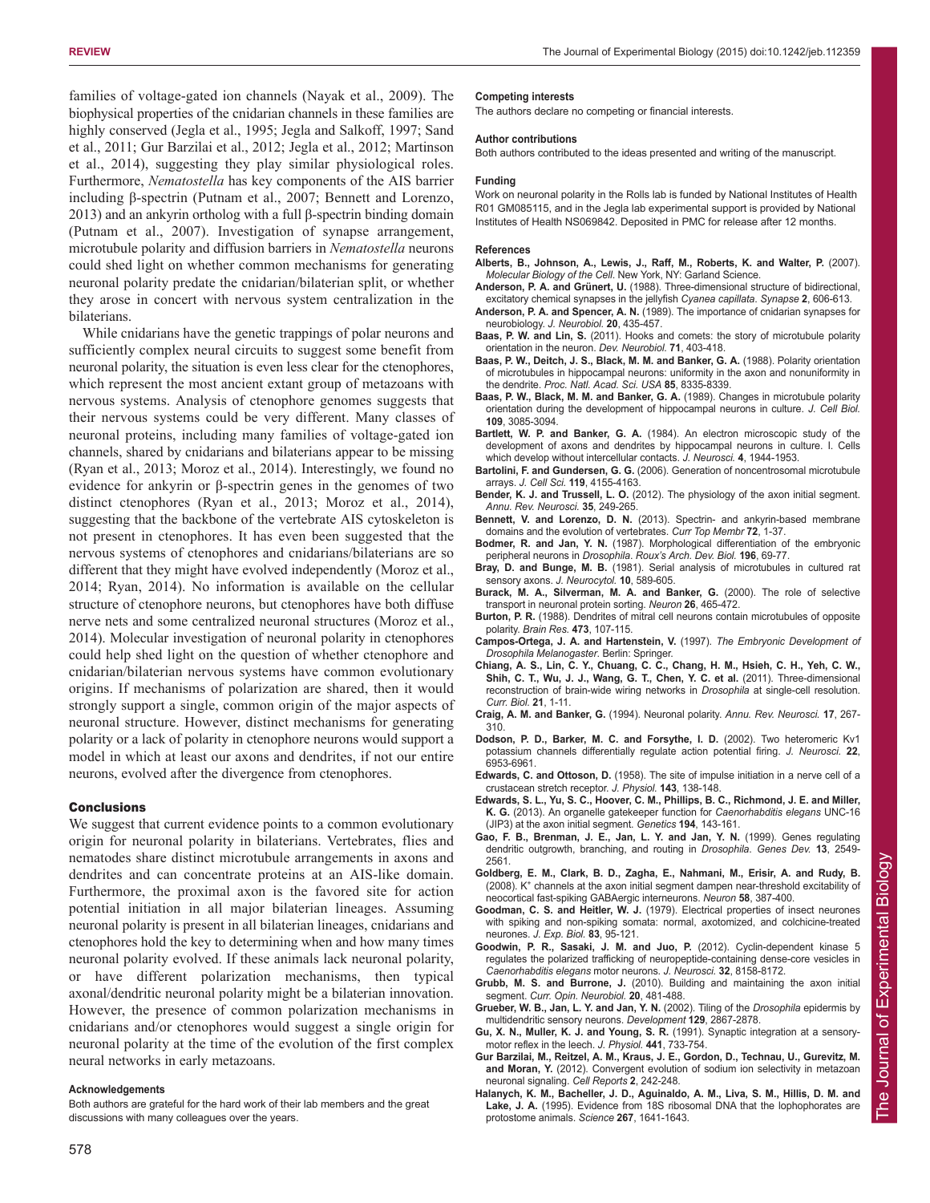families of voltage-gated ion channels (Nayak et al., 2009). The biophysical properties of the cnidarian channels in these families are highly conserved (Jegla et al., 1995; Jegla and Salkoff, 1997; Sand et al., 2011; Gur Barzilai et al., 2012; Jegla et al., 2012; Martinson et al., 2014), suggesting they play similar physiological roles. Furthermore, *Nematostella* has key components of the AIS barrier including β-spectrin (Putnam et al., 2007; Bennett and Lorenzo, 2013) and an ankyrin ortholog with a full β-spectrin binding domain (Putnam et al., 2007). Investigation of synapse arrangement, microtubule polarity and diffusion barriers in *Nematostella* neurons could shed light on whether common mechanisms for generating neuronal polarity predate the cnidarian/bilaterian split, or whether they arose in concert with nervous system centralization in the bilaterians.

While cnidarians have the genetic trappings of polar neurons and sufficiently complex neural circuits to suggest some benefit from neuronal polarity, the situation is even less clear for the ctenophores, which represent the most ancient extant group of metazoans with nervous systems. Analysis of ctenophore genomes suggests that their nervous systems could be very different. Many classes of neuronal proteins, including many families of voltage-gated ion channels, shared by cnidarians and bilaterians appear to be missing (Ryan et al., 2013; Moroz et al., 2014). Interestingly, we found no evidence for ankyrin or β-spectrin genes in the genomes of two distinct ctenophores (Ryan et al., 2013; Moroz et al., 2014), suggesting that the backbone of the vertebrate AIS cytoskeleton is not present in ctenophores. It has even been suggested that the nervous systems of ctenophores and cnidarians/bilaterians are so different that they might have evolved independently (Moroz et al., 2014; Ryan, 2014). No information is available on the cellular structure of ctenophore neurons, but ctenophores have both diffuse nerve nets and some centralized neuronal structures (Moroz et al., 2014). Molecular investigation of neuronal polarity in ctenophores could help shed light on the question of whether ctenophore and cnidarian/bilaterian nervous systems have common evolutionary origins. If mechanisms of polarization are shared, then it would strongly support a single, common origin of the major aspects of neuronal structure. However, distinct mechanisms for generating polarity or a lack of polarity in ctenophore neurons would support a model in which at least our axons and dendrites, if not our entire neurons, evolved after the divergence from ctenophores.

## Conclusions

We suggest that current evidence points to a common evolutionary origin for neuronal polarity in bilaterians. Vertebrates, flies and nematodes share distinct microtubule arrangements in axons and dendrites and can concentrate proteins at an AIS-like domain. Furthermore, the proximal axon is the favored site for action potential initiation in all major bilaterian lineages. Assuming neuronal polarity is present in all bilaterian lineages, cnidarians and ctenophores hold the key to determining when and how many times neuronal polarity evolved. If these animals lack neuronal polarity, or have different polarization mechanisms, then typical axonal/dendritic neuronal polarity might be a bilaterian innovation. However, the presence of common polarization mechanisms in cnidarians and/or ctenophores would suggest a single origin for neuronal polarity at the time of the evolution of the first complex neural networks in early metazoans.

#### Acknowledgements

Both authors are grateful for the hard work of their lab members and the great discussions with many colleagues over the years.

#### Competing interests

The authors declare no competing or financial interests.

#### Author contributions

Both authors contributed to the ideas presented and writing of the manuscript.

#### Funding

Work on neuronal polarity in the Rolls lab is funded by National Institutes of Health R01 GM085115, and in the Jegla lab experimental support is provided by National Institutes of Health NS069842. Deposited in PMC for release after 12 months.

#### References

**Alberts, B., Johnson, A., Lewis, J., Raff, M., Roberts, K. and Walter, P.** (2007). *Molecular Biology of the Cell*. New York, NY: Garland Science.

**Anderson, P. A. and Grünert, U.** (1988). Three-dimensional structure of bidirectional, excitatory chemical synapses in the jellyfish *Cyanea capillata*. *Synapse* **2**, 606-613.

**Anderson, P. A. and Spencer, A. N.** (1989). The importance of cnidarian synapses for neurobiology. *J. Neurobiol.* **20**, 435-457.

**Baas, P. W. and Lin, S.** (2011). Hooks and comets: the story of microtubule polarity orientation in the neuron. *Dev. Neurobiol.* **71**, 403-418.

**Baas, P. W., Deitch, J. S., Black, M. M. and Banker, G. A.** (1988). Polarity orientation of microtubules in hippocampal neurons: uniformity in the axon and nonuniformity in the dendrite. *Proc. Natl. Acad. Sci. USA* **85**, 8335-8339.

**Baas, P. W., Black, M. M. and Banker, G. A.** (1989). Changes in microtubule polarity orientation during the development of hippocampal neurons in culture. *J. Cell Biol.* **109**, 3085-3094.

**Bartlett, W. P. and Banker, G. A.** (1984). An electron microscopic study of the development of axons and dendrites by hippocampal neurons in culture. I. Cells which develop without intercellular contacts. *J. Neurosci.* **4**, 1944-1953.

**Bartolini, F. and Gundersen, G. G.** (2006). Generation of noncentrosomal microtubule arrays. *J. Cell Sci.* **119**, 4155-4163.

**Bender, K. J. and Trussell, L. O.** (2012). The physiology of the axon initial segment. *Annu. Rev. Neurosci.* **35**, 249-265.

**Bennett, V. and Lorenzo, D. N.** (2013). Spectrin- and ankyrin-based membrane domains and the evolution of vertebrates. *Curr Top Membr* **72**, 1-37.

**Bodmer, R. and Jan, Y. N.** (1987). Morphological differentiation of the embryonic peripheral neurons in *Drosophila*. *Roux's Arch. Dev. Biol.* **196**, 69-77.

**Bray, D. and Bunge, M. B.** (1981). Serial analysis of microtubules in cultured rat sensory axons. *J. Neurocytol.* **10**, 589-605.

**Burack, M. A., Silverman, M. A. and Banker, G.** (2000). The role of selective transport in neuronal protein sorting. *Neuron* **26**, 465-472.

**Burton, P. R.** (1988). Dendrites of mitral cell neurons contain microtubules of opposite polarity. *Brain Res.* **473**, 107-115.

**Campos-Ortega, J. A. and Hartenstein, V.** (1997). *The Embryonic Development of Drosophila Melanogaster*. Berlin: Springer.

**Chiang, A. S., Lin, C. Y., Chuang, C. C., Chang, H. M., Hsieh, C. H., Yeh, C. W., Shih, C. T., Wu, J. J., Wang, G. T., Chen, Y. C. et al.** (2011). Three-dimensional reconstruction of brain-wide wiring networks in *Drosophila* at single-cell resolution. *Curr. Biol.* **21**, 1-11.

**Craig, A. M. and Banker, G.** (1994). Neuronal polarity. *Annu. Rev. Neurosci.* **17**, 267-310.

**Dodson, P. D., Barker, M. C. and Forsythe, I. D.** (2002). Two heteromeric Kv1 potassium channels differentially regulate action potential firing. *J. Neurosci.* **22**, 6953-6961.

**Edwards, C. and Ottoson, D.** (1958). The site of impulse initiation in a nerve cell of a crustacean stretch receptor. *J. Physiol.* **143**, 138-148.

**Edwards, S. L., Yu, S. C., Hoover, C. M., Phillips, B. C., Richmond, J. E. and Miller, K. G.** (2013). An organelle gatekeeper function for *Caenorhabditis elegans* UNC-16 (JIP3) at the axon initial segment. *Genetics* **194**, 143-161.

**Gao, F. B., Brenman, J. E., Jan, L. Y. and Jan, Y. N.** (1999). Genes regulating dendritic outgrowth, branching, and routing in *Drosophila*. *Genes Dev.* **13**, 2549-2561.

**Goldberg, E. M., Clark, B. D., Zagha, E., Nahmani, M., Erisir, A. and Rudy, B.** (2008). $K^+$ channels at the axon initial segment dampen near-threshold excitability of neocortical fast-spiking GABAergic interneurons. *Neuron* **58**, 387-400.

**Goodman, C. S. and Heitler, W. J.** (1979). Electrical properties of insect neurones with spiking and non-spiking somata: normal, axotomized, and colchicine-treated neurones. *J. Exp. Biol.* **83**, 95-121.

**Goodwin, P. R., Sasaki, J. M. and Juo, P.** (2012). Cyclin-dependent kinase 5 regulates the polarized trafficking of neuropeptide-containing dense-core vesicles in *Caenorhabditis elegans* motor neurons. *J. Neurosci.* **32**, 8158-8172.

**Grubb, M. S. and Burrone, J.** (2010). Building and maintaining the axon initial segment. *Curr. Opin. Neurobiol.* **20**, 481-488.

**Grueber, W. B., Jan, L. Y. and Jan, Y. N.** (2002). Tiling of the *Drosophila* epidermis by multidendritic sensory neurons. *Development* **129**, 2867-2878.

**Gu, X. N., Muller, K. J. and Young, S. R.** (1991). Synaptic integration at a sensory-motor reflex in the leech. *J. Physiol.* **441**, 733-754.

**Gur Barzilai, M., Reitzel, A. M., Kraus, J. E., Gordon, D., Technau, U., Gurevitz, M. and Moran, Y.** (2012). Convergent evolution of sodium ion selectivity in metazoan neuronal signaling. *Cell Reports* **2**, 242-248.

**Halanych, K. M., Bacheller, J. D., Aguinaldo, A. M., Liva, S. M., Hillis, D. M. and Lake, J. A.** (1995). Evidence from 18S ribosomal DNA that the lophophorates are protostome animals. *Science* **267**, 1641-1643.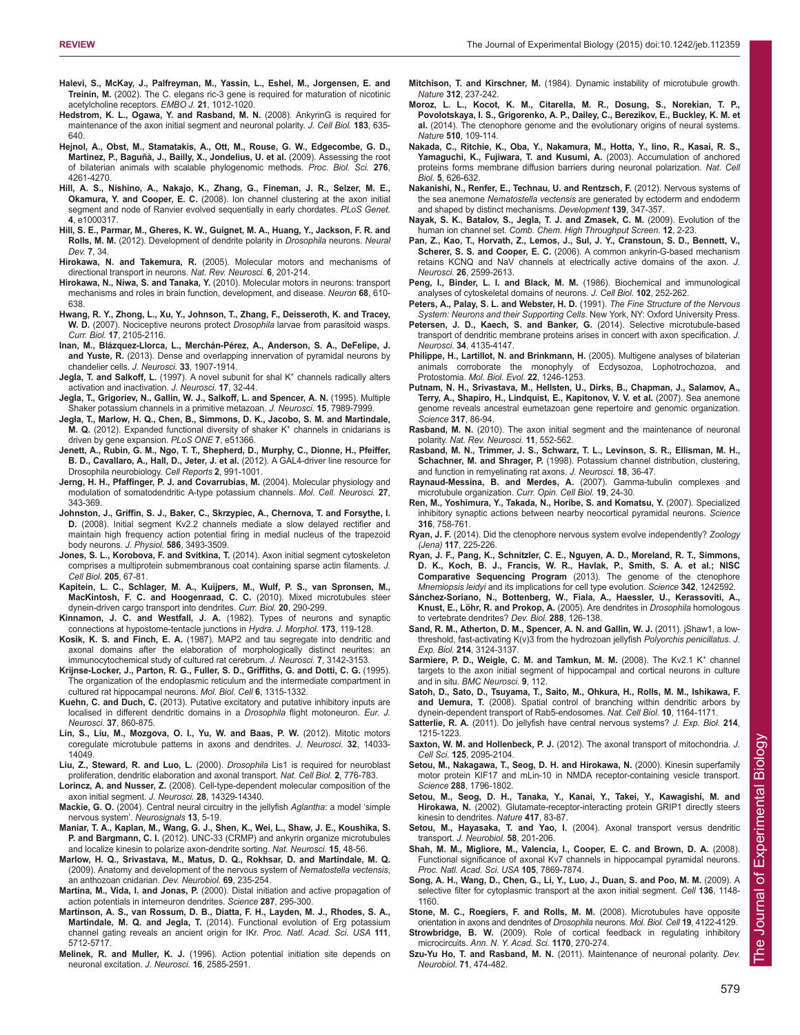**Halevi, S., McKay, J., Palfreyman, M., Yassin, L., Eshel, M., Jorgensen, E. and Treinin, M.** (2002). The C. elegans ric-3 gene is required for maturation of nicotinic acetylcholine receptors. *EMBO J.* **21**, 1012-1020.

**Hedstrom, K. L., Ogawa, Y. and Rasband, M. N.** (2008). AnkyrinG is required for maintenance of the axon initial segment and neuronal polarity. *J. Cell Biol.* **183**, 635-640.

**Hejnol, A., Obst, M., Stamatakis, A., Ott, M., Rouse, G. W., Edgecombe, G. D., Martinez, P., Baguñà, J., Bailly, X., Jondelius, U. et al.** (2009). Assessing the root of bilaterian animals with scalable phylogenomic methods. *Proc. Biol. Sci.* **276**, 4261-4270.

**Hill, A. S., Nishino, A., Nakajo, K., Zhang, G., Fineman, J. R., Selzer, M. E., Okamura, Y. and Cooper, E. C.** (2008). Ion channel clustering at the axon initial segment and node of Ranvier evolved sequentially in early chordates. *PLoS Genet.* **4**, e1000317.

**Hill, S. E., Parmar, M., Gheres, K. W., Guignet, M. A., Huang, Y., Jackson, F. R. and Rolls, M. M.** (2012). Development of dendrite polarity in *Drosophila* neurons. *Neural Dev.* **7**, 34.

**Hirokawa, N. and Takemura, R.** (2005). Molecular motors and mechanisms of directional transport in neurons. *Nat. Rev. Neurosci.* **6**, 201-214.

**Hirokawa, N., Niwa, S. and Tanaka, Y.** (2010). Molecular motors in neurons: transport mechanisms and roles in brain function, development, and disease. *Neuron* **68**, 610-638.

**Hwang, R. Y., Zhong, L., Xu, Y., Johnson, T., Zhang, F., Deisseroth, K. and Tracey, W. D.** (2007). Nociceptive neurons protect *Drosophila* larvae from parasitoid wasps. *Curr. Biol.* **17**, 2105-2116.

**Inan, M., Blázquez-Llorca, L., Merchán-Pérez, A., Anderson, S. A., DeFelipe, J. and Yuste, R.** (2013). Dense and overlapping innervation of pyramidal neurons by chandelier cells. *J. Neurosci.* **33**, 1907-1914.

**Jegla, T. and Salkoff, L.** (1997). A novel subunit for shal K+ channels radically alters activation and inactivation. *J. Neurosci.* **17**, 32-44.

**Jegla, T., Grigoriev, N., Gallin, W. J., Salkoff, L. and Spencer, A. N.** (1995). Multiple Shaker potassium channels in a primitive metazoan. *J. Neurosci.* **15**, 7989-7999.

**Jegla, T., Marlow, H. Q., Chen, B., Simmons, D. K., Jacobo, S. M. and Martindale, M. Q.** (2012). Expanded functional diversity of shaker K+ channels in cnidarians is driven by gene expansion. *PLoS ONE* **7**, e51366.

**Jenett, A., Rubin, G. M., Ngo, T. T., Shepherd, D., Murphy, C., Dionne, H., Pfeiffer, B. D., Cavallaro, A., Hall, D., Jeter, J. et al.** (2012). A GAL4-driver line resource for Drosophila neurobiology. *Cell Reports* **2**, 991-1001.

**Jerng, H. H., Pfaffinger, P. J. and Covarrubias, M.** (2004). Molecular physiology and modulation of somatodendritic A-type potassium channels. *Mol. Cell. Neurosci.* **27**, 343-369.

**Johnston, J., Griffin, S. J., Baker, C., Skrzypiec, A., Chernova, T. and Forsythe, I. D.** (2008). Initial segment Kv2.2 channels mediate a slow delayed rectifier and maintain high frequency action potential firing in medial nucleus of the trapezoid body neurons. *J. Physiol.* **586**, 3493-3509.

**Jones, S. L., Korobova, F. and Svitkina, T.** (2014). Axon initial segment cytoskeleton comprises a multiprotein submembranous coat containing sparse actin filaments. *J. Cell Biol.* **205**, 67-81.

**Kapitein, L. C., Schlager, M. A., Kuijpers, M., Wulf, P. S., van Spronsen, M., MacKintosh, F. C. and Hoogenraad, C. C.** (2010). Mixed microtubules steer dynein-driven cargo transport into dendrites. *Curr. Biol.* **20**, 290-299.

**Kinnamon, J. C. and Westfall, J. A.** (1982). Types of neurons and synaptic connections at hypostome-tentacle junctions in *Hydra*. *J. Morphol.* **173**, 119-128.

**Kosik, K. S. and Finch, E. A.** (1987). MAP2 and tau segregate into dendritic and axonal domains after the elaboration of morphologically distinct neurites: an immunocytochemical study of cultured rat cerebrum. *J. Neurosci.* **7**, 3142-3153.

**Krijnse-Locker, J., Parton, R. G., Fuller, S. D., Griffiths, G. and Dotti, C. G.** (1995). The organization of the endoplasmic reticulum and the intermediate compartment in cultured rat hippocampal neurons. *Mol. Biol. Cell* **6**, 1315-1332.

**Kuehn, C. and Duch, C.** (2013). Putative excitatory and putative inhibitory inputs are localised in different dendritic domains in a *Drosophila* flight motoneuron. *Eur. J. Neurosci.* **37**, 860-875.

**Lin, S., Liu, M., Mozgova, O. I., Yu, W. and Baas, P. W.** (2012). Mitotic motors coregulate microtubule patterns in axons and dendrites. *J. Neurosci.* **32**, 14033-14049.

**Liu, Z., Steward, R. and Luo, L.** (2000). *Drosophila* Lis1 is required for neuroblast proliferation, dendritic elaboration and axonal transport. *Nat. Cell Biol.* **2**, 776-783.

**Lorincz, A. and Nusser, Z.** (2008). Cell-type-dependent molecular composition of the axon initial segment. *J. Neurosci.* **28**, 14329-14340.

**Mackie, G. O.** (2004). Central neural circuitry in the jellyfish *Aglantha*: a model 'simple nervous system'. *Neurosignals* **13**, 5-19.

**Maniar, T. A., Kaplan, M., Wang, G. J., Shen, K., Wei, L., Shaw, J. E., Koushika, S. P. and Bargmann, C. I.** (2012). UNC-33 (CRMP) and ankyrin organize microtubules and localize kinesin to polarize axon-dendrite sorting. *Nat. Neurosci.* **15**, 48-56.

**Marlow, H. Q., Srivastava, M., Matus, D. Q., Rokhsar, D. and Martindale, M. Q.** (2009). Anatomy and development of the nervous system of *Nematostella vectensis*, an anthozoan cnidarian. *Dev. Neurobiol.* **69**, 235-254.

**Martina, M., Vida, I. and Jonas, P.** (2000). Distal initiation and active propagation of action potentials in interneuron dendrites. *Science* **287**, 295-300.

**Martinson, A. S., van Rossum, D. B., Diatta, F. H., Layden, M. J., Rhodes, S. A., Martindale, M. Q. and Jegla, T.** (2014). Functional evolution of Erg potassium channel gating reveals an ancient origin for IKr. *Proc. Natl. Acad. Sci. USA* **111**, 5712-5717.

**Melinek, R. and Muller, K. J.** (1996). Action potential initiation site depends on neuronal excitation. *J. Neurosci.* **16**, 2585-2591.

**Mitchison, T. and Kirschner, M.** (1984). Dynamic instability of microtubule growth. *Nature* **312**, 237-242.

**Moroz, L. L., Kocot, K. M., Citarella, M. R., Dosung, S., Norekian, T. P., Povolotskaya, I. S., Grigorenko, A. P., Dailey, C., Berezikov, E., Buckley, K. M. et al.** (2014). The ctenophore genome and the evolutionary origins of neural systems. *Nature* **510**, 109-114.

**Nakada, C., Ritchie, K., Oba, Y., Nakamura, M., Hotta, Y., Iino, R., Kasai, R. S., Yamaguchi, K., Fujiwara, T. and Kusumi, A.** (2003). Accumulation of anchored proteins forms membrane diffusion barriers during neuronal polarization. *Nat. Cell Biol.* **5**, 626-632.

**Nakanishi, N., Renfer, E., Technau, U. and Rentzsch, F.** (2012). Nervous systems of the sea anemone *Nematostella vectensis* are generated by ectoderm and endoderm and shaped by distinct mechanisms. *Development* **139**, 347-357.

**Nayak, S. K., Batalov, S., Jegla, T. J. and Zmasek, C. M.** (2009). Evolution of the human ion channel set. *Comb. Chem. High Throughput Screen.* **12**, 2-23.

**Pan, Z., Kao, T., Horvath, Z., Lemos, J., Sul, J. Y., Cranstoun, S. D., Bennett, V., Scherer, S. S. and Cooper, E. C.** (2006). A common ankyrin-G-based mechanism retains KCNQ and NaV channels at electrically active domains of the axon. *J. Neurosci.* **26**, 2599-2613.

**Peng, I., Binder, L. I. and Black, M. M.** (1986). Biochemical and immunological analyses of cytoskeletal domains of neurons. *J. Cell Biol.* **102**, 252-262.

**Peters, A., Palay, S. L. and Webster, H. D.** (1991). *The Fine Structure of the Nervous System: Neurons and their Supporting Cells*. New York, NY: Oxford University Press.

**Petersen, J. D., Kaech, S. and Banker, G.** (2014). Selective microtubule-based transport of dendritic membrane proteins arises in concert with axon specification. *J. Neurosci.* **34**, 4135-4147.

**Philippe, H., Lartillot, N. and Brinkmann, H.** (2005). Multigene analyses of bilaterian animals corroborate the monophyly of Ecdysozoa, Lophotrochozoa, and Protostomia. *Mol. Biol. Evol.* **22**, 1246-1253.

**Putnam, N. H., Srivastava, M., Hellsten, U., Dirks, B., Chapman, J., Salamov, A., Terry, A., Shapiro, H., Lindquist, E., Kapitonov, V. V. et al.** (2007). Sea anemone genome reveals ancestral eumetazoan gene repertoire and genomic organization. *Science* **317**, 86-94.

**Rasband, M. N.** (2010). The axon initial segment and the maintenance of neuronal polarity. *Nat. Rev. Neurosci.* **11**, 552-562.

**Rasband, M. N., Trimmer, J. S., Schwarz, T. L., Levinson, S. R., Ellisman, M. H., Schachner, M. and Shrager, P.** (1998). Potassium channel distribution, clustering, and function in remyelinating rat axons. *J. Neurosci.* **18**, 36-47.

**Raynaud-Messina, B. and Merdes, A.** (2007). Gamma-tubulin complexes and microtubule organization. *Curr. Opin. Cell Biol.* **19**, 24-30.

**Ren, M., Yoshimura, Y., Takada, N., Horibe, S. and Komatsu, Y.** (2007). Specialized inhibitory synaptic actions between nearby neocortical pyramidal neurons. *Science* **316**, 758-761.

**Ryan, J. F.** (2014). Did the ctenophore nervous system evolve independently? *Zoology (Jena)* **117**, 225-226.

**Ryan, J. F., Pang, K., Schnitzler, C. E., Nguyen, A. D., Moreland, R. T., Simmons, D. K., Koch, B. J., Francis, W. R., Havlak, P., Smith, S. A. et al.; NISC Comparative Sequencing Program** (2013). The genome of the ctenophore *Mnemiopsis leidyi* and its implications for cell type evolution. *Science* **342**, 1242592.

**Sánchez-Soriano, N., Bottenberg, W., Fiala, A., Haessler, U., Kerassoviti, A., Knust, E., Löhr, R. and Prokop, A.** (2005). Are dendrites in *Drosophila* homologous to vertebrate dendrites? *Dev. Biol.* **288**, 126-138.

**Sand, R. M., Atherton, D. M., Spencer, A. N. and Gallin, W. J.** (2011). jShaw1, a low-threshold, fast-activating K(v)3 from the hydrozoan jellyfish *Polyorchis penicillatus*. *J. Exp. Biol.* **214**, 3124-3137.

**Sarmiere, P. D., Weigle, C. M. and Tamkun, M. M.** (2008). The Kv2.1 K+ channel targets to the axon initial segment of hippocampal and cortical neurons in culture and in situ. *BMC Neurosci.* **9**, 112.

**Satoh, D., Sato, D., Tsuyama, T., Saito, M., Ohkura, H., Rolls, M. M., Ishikawa, F. and Uemura, T.** (2008). Spatial control of branching within dendritic arbors by dynein-dependent transport of Rab5-endosomes. *Nat. Cell Biol.* **10**, 1164-1171.

**Satterlie, R. A.** (2011). Do jellyfish have central nervous systems? *J. Exp. Biol.* **214**, 1215-1223.

**Saxton, W. M. and Hollenbeck, P. J.** (2012). The axonal transport of mitochondria. *J. Cell Sci.* **125**, 2095-2104.

**Setou, M., Nakagawa, T., Seog, D. H. and Hirokawa, N.** (2000). Kinesin superfamily motor protein KIF17 and mLin-10 in NMDA receptor-containing vesicle transport. *Science* **288**, 1796-1802.

**Setou, M., Seog, D. H., Tanaka, Y., Kanai, Y., Takei, Y., Kawagishi, M. and Hirokawa, N.** (2002). Glutamate-receptor-interacting protein GRIP1 directly steers kinesin to dendrites. *Nature* **417**, 83-87.

**Setou, M., Hayasaka, T. and Yao, I.** (2004). Axonal transport versus dendritic transport. *J. Neurobiol.* **58**, 201-206.

**Shah, M. M., Migliore, M., Valencia, I., Cooper, E. C. and Brown, D. A.** (2008). Functional significance of axonal Kv7 channels in hippocampal pyramidal neurons. *Proc. Natl. Acad. Sci. USA* **105**, 7869-7874.

**Song, A. H., Wang, D., Chen, G., Li, Y., Luo, J., Duan, S. and Poo, M. M.** (2009). A selective filter for cytoplasmic transport at the axon initial segment. *Cell* **136**, 1148-1160.

**Stone, M. C., Roegiers, F. and Rolls, M. M.** (2008). Microtubules have opposite orientation in axons and dendrites of *Drosophila* neurons. *Mol. Biol. Cell* **19**, 4122-4129.

**Strowbridge, B. W.** (2009). Role of cortical feedback in regulating inhibitory microcircuits. *Ann. N. Y. Acad. Sci.* **1170**, 270-274.

**Szu-Yu Ho, T. and Rasband, M. N.** (2011). Maintenance of neuronal polarity. *Dev. Neurobiol.* **71**, 474-482.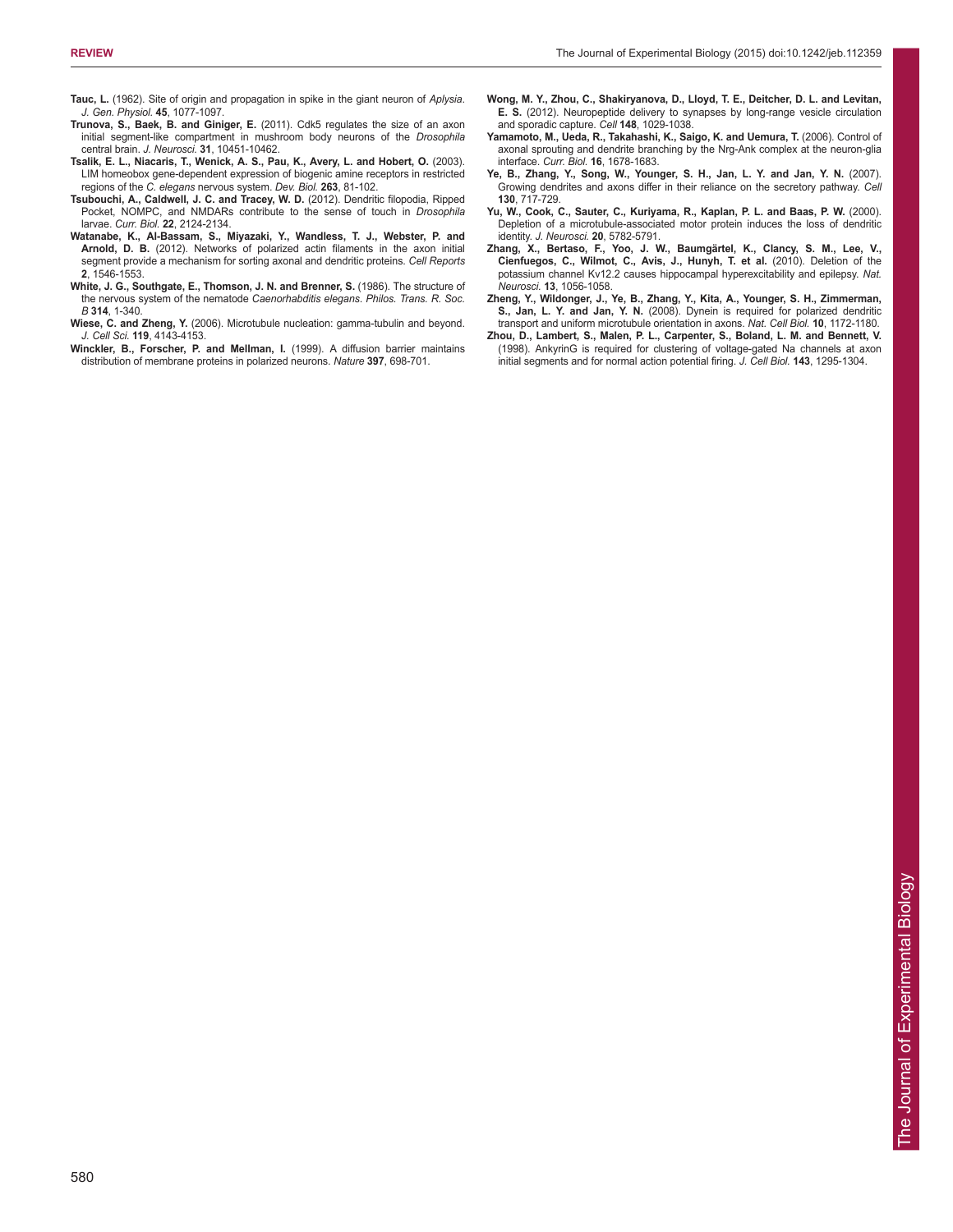**Tauc, L.** (1962). Site of origin and propagation in spike in the giant neuron of *Aplysia*. *J. Gen. Physiol.* **45**, 1077-1097.

**Trunova, S., Baek, B. and Giniger, E.** (2011). Cdk5 regulates the size of an axon initial segment-like compartment in mushroom body neurons of the *Drosophila* central brain. *J. Neurosci.* **31**, 10451-10462.

**Tsalik, E. L., Niacaris, T., Wenick, A. S., Pau, K., Avery, L. and Hobert, O.** (2003). LIM homeobox gene-dependent expression of biogenic amine receptors in restricted regions of the *C. elegans* nervous system. *Dev. Biol.* **263**, 81-102.

**Tsubouchi, A., Caldwell, J. C. and Tracey, W. D.** (2012). Dendritic filopodia, Ripped Pocket, NOMPC, and NMDARs contribute to the sense of touch in *Drosophila* larvae. *Curr. Biol.* **22**, 2124-2134.

**Watanabe, K., Al-Bassam, S., Miyazaki, Y., Wandless, T. J., Webster, P. and Arnold, D. B.** (2012). Networks of polarized actin filaments in the axon initial segment provide a mechanism for sorting axonal and dendritic proteins. *Cell Reports* **2**, 1546-1553.

**White, J. G., Southgate, E., Thomson, J. N. and Brenner, S.** (1986). The structure of the nervous system of the nematode *Caenorhabditis elegans*. *Philos. Trans. R. Soc. B* **314**, 1-340.

**Wiese, C. and Zheng, Y.** (2006). Microtubule nucleation: gamma-tubulin and beyond. *J. Cell Sci.* **119**, 4143-4153.

**Winckler, B., Forscher, P. and Mellman, I.** (1999). A diffusion barrier maintains distribution of membrane proteins in polarized neurons. *Nature* **397**, 698-701.

**Wong, M. Y., Zhou, C., Shakiryanova, D., Lloyd, T. E., Deitcher, D. L. and Levitan, E. S.** (2012). Neuropeptide delivery to synapses by long-range vesicle circulation and sporadic capture. *Cell* **148**, 1029-1038.

**Yamamoto, M., Ueda, R., Takahashi, K., Saigo, K. and Uemura, T.** (2006). Control of axonal sprouting and dendrite branching by the Nrg-Ank complex at the neuron-glia interface. *Curr. Biol.* **16**, 1678-1683.

**Ye, B., Zhang, Y., Song, W., Younger, S. H., Jan, L. Y. and Jan, Y. N.** (2007). Growing dendrites and axons differ in their reliance on the secretory pathway. *Cell* **130**, 717-729.

**Yu, W., Cook, C., Sauter, C., Kuriyama, R., Kaplan, P. L. and Baas, P. W.** (2000). Depletion of a microtubule-associated motor protein induces the loss of dendritic identity. *J. Neurosci.* **20**, 5782-5791.

**Zhang, X., Bertaso, F., Yoo, J. W., Baumgärtel, K., Clancy, S. M., Lee, V., Cienfuegos, C., Wilmot, C., Avis, J., Hunyh, T. et al.** (2010). Deletion of the potassium channel Kv12.2 causes hippocampal hyperexcitability and epilepsy. *Nat. Neurosci.* **13**, 1056-1058.

**Zheng, Y., Wildonger, J., Ye, B., Zhang, Y., Kita, A., Younger, S. H., Zimmerman, S., Jan, L. Y. and Jan, Y. N.** (2008). Dynein is required for polarized dendritic transport and uniform microtubule orientation in axons. *Nat. Cell Biol.* **10**, 1172-1180.

**Zhou, D., Lambert, S., Malen, P. L., Carpenter, S., Boland, L. M. and Bennett, V.** (1998). AnkyrinG is required for clustering of voltage-gated Na channels at axon initial segments and for normal action potential firing. *J. Cell Biol.* **143**, 1295-1304.